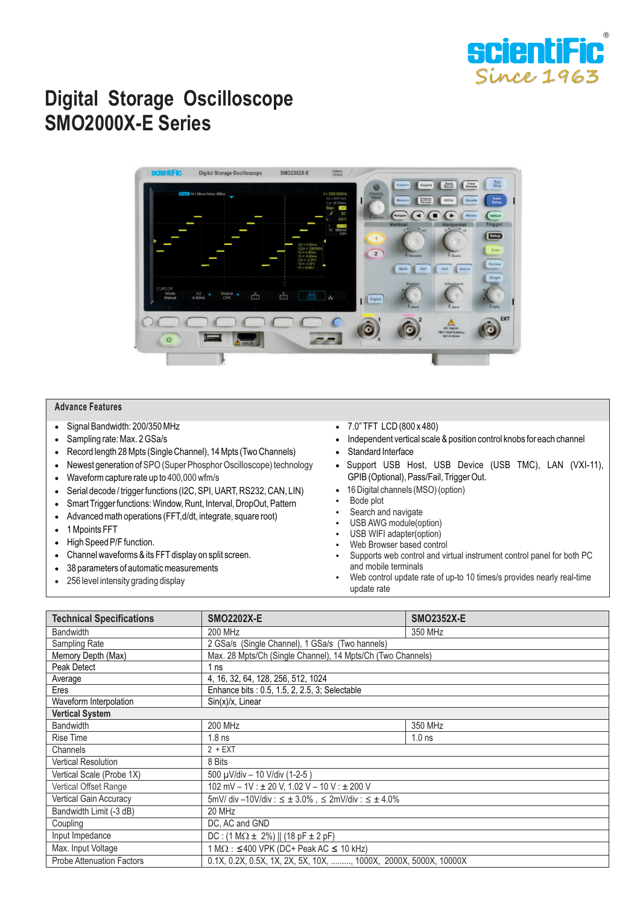# Digital Storage Oscilloscope SMO2000X-E Series

## Advance Features

- Signal Bandwidth: 200/350 MHz
- Sampling rate: Max. 2 GSa/s
- Record length 28 Mpts (Single Channel), 14 Mpts (Two Channels)
- Newest generation of SPO (Super Phosphor Oscilloscope) technology
- Waveform capture rate up to 400,000 wfm/s
- Serial decode / trigger functions (I2C, SPI, UART, RS232, CAN, LIN)
- Smart Trigger functions: Window, Runt, Interval, DropOut, Pattern
- Advanced math operations (FFT,d/dt, integrate, square root)
- 1 Mpoints FFT
- High Speed P/F function.
- Channel waveforms & its FFT display on split screen.
- 38 parameters of automatic measurements
- 256 level intensity grading display
- 7.0" TFT LCD (800 x 480)
- Independent vertical scale & position control knobs for each channel
- Standard Interface
- Support USB Host, USB Device (USB TMC), LAN (VXI-11), GPIB (Optional), Pass/Fail, Trigger Out.
- 16 Digital channels (MSO) (option)
- Bode plot
- Search and navigate
- USB AWG module(option)
- USB WIFI adapter(option)
- Web Browser based control
- Supports web control and virtual instrument control panel for both PC and mobile terminals
- Web control update rate of up-to 10 times/s provides nearly real-time update rate

| Technical Specifications | SMO2202X-E | SMO2352X-E |
|---|---|---|
| Bandwidth | 200 MHz | 350 MHz |
| Sampling Rate | 2 GSa/s (Single Channel), 1 GSa/s (Two hannels) | |
| Memory Depth (Max) | Max. 28 Mpts/Ch (Single Channel), 14 Mpts/Ch (Two Channels) | |
| Peak Detect | 1 ns | |
| Average | 4, 16, 32, 64, 128, 256, 512, 1024 | |
| Eres | Enhance bits : 0.5, 1.5, 2, 2.5, 3; Selectable | |
| Waveform Interpolation | Sin(x)/x, Linear | |
| **Vertical System** | | |
| Bandwidth | 200 MHz | 350 MHz |
| Rise Time | 1.8 ns | 1.0 ns |
| Channels | 2 + EXT | |
| Vertical Resolution | 8 Bits | |
| Vertical Scale (Probe 1X) | 500 µV/div – 10 V/div (1-2-5 ) | |
| Vertical Offset Range | 102 mV – 1V : ± 20 V, 1.02 V – 10 V : ± 200 V | |
| Vertical Gain Accuracy | 5mV/ div –10V/div : ≤ ± 3.0% , ≤ 2mV/div : ≤ ± 4.0% | |
| Bandwidth Limit (-3 dB) | 20 MHz | |
| Coupling | DC, AC and GND | |
| Input Impedance | DC : (1 MΩ ± 2%) \|\| (18 pF ± 2 pF) | |
| Max. Input Voltage | 1 MΩ : ≤400 VPK (DC+ Peak AC ≤ 10 kHz) | |
| Probe Attenuation Factors | 0.1X, 0.2X, 0.5X, 1X, 2X, 5X, 10X, ........., 1000X, 2000X, 5000X, 10000X | |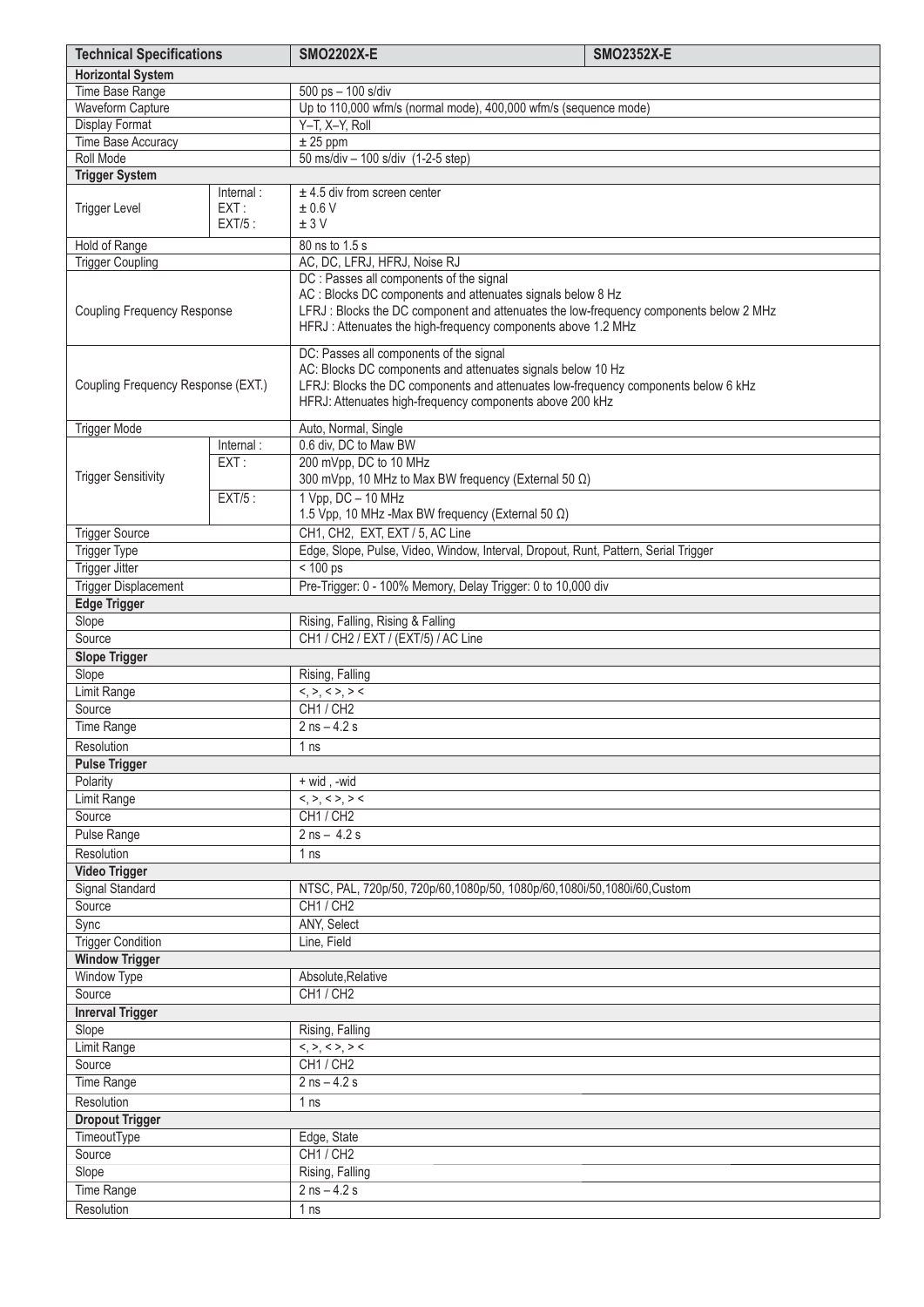| Technical Specifications | | SMO2202X-E | SMO2352X-E |
|---|---|---|---|
| **Horizontal System** | | | |
| Time Base Range | | 500 ps – 100 s/div | |
| Waveform Capture | | Up to 110,000 wfm/s (normal mode), 400,000 wfm/s (sequence mode) | |
| Display Format | | Y–T, X–Y, Roll | |
| Time Base Accuracy | | ± 25 ppm | |
| Roll Mode | | 50 ms/div – 100 s/div (1-2-5 step) | |
| **Trigger System** | | | |
| Trigger Level | Internal : | ± 4.5 div from screen center | |
| | EXT : | ± 0.6 V | |
| | EXT/5 : | ± 3 V | |
| Hold of Range | | 80 ns to 1.5 s | |
| Trigger Coupling | | AC, DC, LFRJ, HFRJ, Noise RJ | |
| Coupling Frequency Response | | DC : Passes all components of the signal<br>AC : Blocks DC components and attenuates signals below 8 Hz<br>LFRJ : Blocks the DC component and attenuates the low-frequency components below 2 MHz<br>HFRJ : Attenuates the high-frequency components above 1.2 MHz | |
| Coupling Frequency Response (EXT.) | | DC: Passes all components of the signal<br>AC: Blocks DC components and attenuates signals below 10 Hz<br>LFRJ: Blocks the DC components and attenuates low-frequency components below 6 kHz<br>HFRJ: Attenuates high-frequency components above 200 kHz | |
| Trigger Mode | | Auto, Normal, Single | |
| Trigger Sensitivity | Internal : | 0.6 div, DC to Maw BW | |
| | EXT : | 200 mVpp, DC to 10 MHz<br>300 mVpp, 10 MHz to Max BW frequency (External 50 Ω) | |
| | EXT/5 : | 1 Vpp, DC – 10 MHz<br>1.5 Vpp, 10 MHz -Max BW frequency (External 50 Ω) | |
| Trigger Source | | CH1, CH2, EXT, EXT / 5, AC Line | |
| Trigger Type | | Edge, Slope, Pulse, Video, Window, Interval, Dropout, Runt, Pattern, Serial Trigger | |
| Trigger Jitter | | < 100 ps | |
| Trigger Displacement | | Pre-Trigger: 0 - 100% Memory, Delay Trigger: 0 to 10,000 div | |
| **Edge Trigger** | | | |
| Slope | | Rising, Falling, Rising & Falling | |
| Source | | CH1 / CH2 / EXT / (EXT/5) / AC Line | |
| **Slope Trigger** | | | |
| Slope | | Rising, Falling | |
| Limit Range | | <, >, < >, > < | |
| Source | | CH1 / CH2 | |
| Time Range | | 2 ns – 4.2 s | |
| Resolution | | 1 ns | |
| **Pulse Trigger** | | | |
| Polarity | | + wid , -wid | |
| Limit Range | | <, >, < >, > < | |
| Source | | CH1 / CH2 | |
| Pulse Range | | 2 ns – 4.2 s | |
| Resolution | | 1 ns | |
| **Video Trigger** | | | |
| Signal Standard | | NTSC, PAL, 720p/50, 720p/60,1080p/50, 1080p/60,1080i/50,1080i/60,Custom | |
| Source | | CH1 / CH2 | |
| Sync | | ANY, Select | |
| Trigger Condition | | Line, Field | |
| **Window Trigger** | | | |
| Window Type | | Absolute,Relative | |
| Source | | CH1 / CH2 | |
| **Inrerval Trigger** | | | |
| Slope | | Rising, Falling | |
| Limit Range | | <, >, < >, > < | |
| Source | | CH1 / CH2 | |
| Time Range | | 2 ns – 4.2 s | |
| Resolution | | 1 ns | |
| **Dropout Trigger** | | | |
| TimeoutType | | Edge, State | |
| Source | | CH1 / CH2 | |
| Slope | | Rising, Falling | |
| Time Range | | 2 ns – 4.2 s | |
| Resolution | | 1 ns | |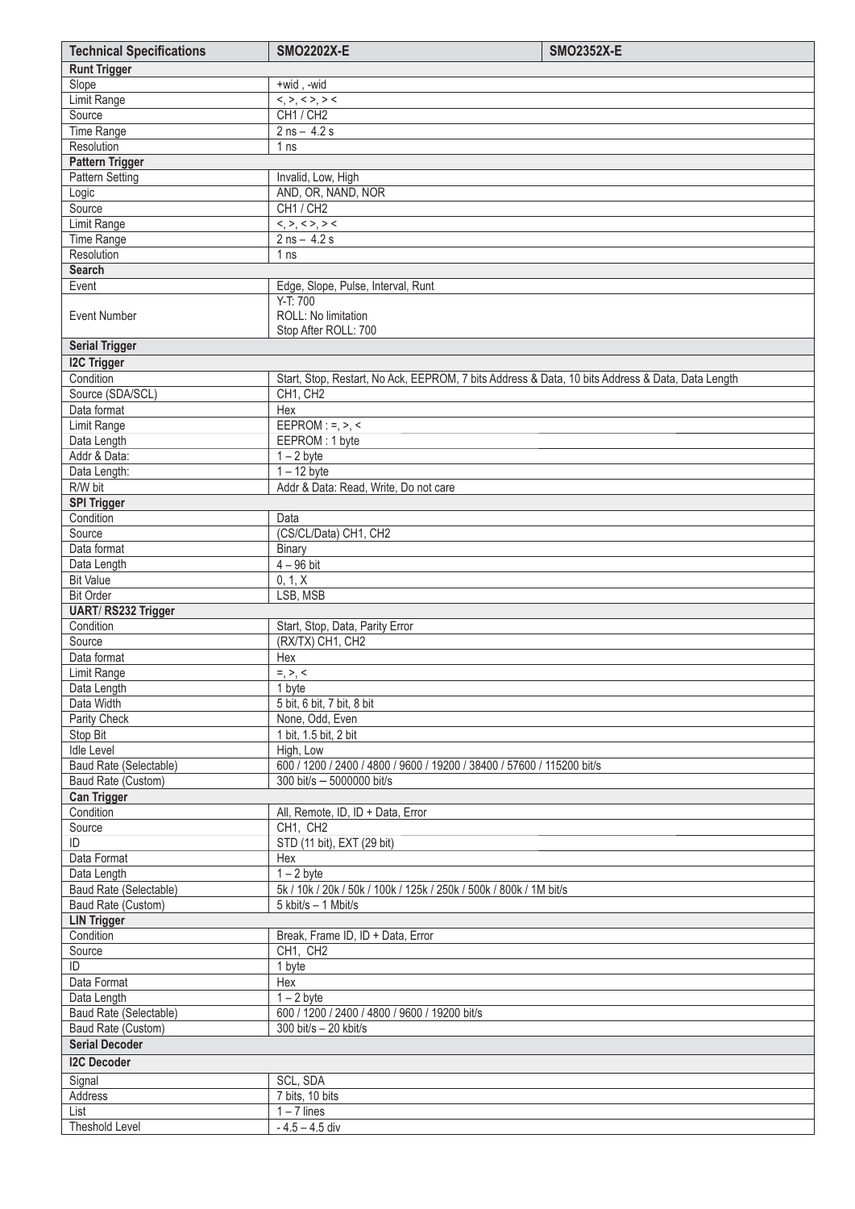| Technical Specifications | SMO2202X-E | SMO2352X-E |
|---|---|---|
| **Runt Trigger** | | |
| Slope | +wid , -wid | |
| Limit Range | <, >, < >, > < | |
| Source | CH1 / CH2 | |
| Time Range | 2 ns – 4.2 s | |
| Resolution | 1 ns | |
| **Pattern Trigger** | | |
| Pattern Setting | Invalid, Low, High | |
| Logic | AND, OR, NAND, NOR | |
| Source | CH1 / CH2 | |
| Limit Range | <, >, < >, > < | |
| Time Range | 2 ns – 4.2 s | |
| Resolution | 1 ns | |
| **Search** | | |
| Event | Edge, Slope, Pulse, Interval, Runt | |
| Event Number | Y-T: 700<br>ROLL: No limitation<br>Stop After ROLL: 700 | |
| **Serial Trigger** | | |
| **I2C Trigger** | | |
| Condition | Start, Stop, Restart, No Ack, EEPROM, 7 bits Address & Data, 10 bits Address & Data, Data Length | |
| Source (SDA/SCL) | CH1, CH2 | |
| Data format | Hex | |
| Limit Range | EEPROM : =, >, < | |
| Data Length | EEPROM : 1 byte | |
| Addr & Data: | 1 – 2 byte | |
| Data Length: | 1 – 12 byte | |
| R/W bit | Addr & Data: Read, Write, Do not care | |
| **SPI Trigger** | | |
| Condition | Data | |
| Source | (CS/CL/Data) CH1, CH2 | |
| Data format | Binary | |
| Data Length | 4 – 96 bit | |
| Bit Value | 0, 1, X | |
| Bit Order | LSB, MSB | |
| **UART/ RS232 Trigger** | | |
| Condition | Start, Stop, Data, Parity Error | |
| Source | (RX/TX) CH1, CH2 | |
| Data format | Hex | |
| Limit Range | =, >, < | |
| Data Length | 1 byte | |
| Data Width | 5 bit, 6 bit, 7 bit, 8 bit | |
| Parity Check | None, Odd, Even | |
| Stop Bit | 1 bit, 1.5 bit, 2 bit | |
| Idle Level | High, Low | |
| Baud Rate (Selectable) | 600 / 1200 / 2400 / 4800 / 9600 / 19200 / 38400 / 57600 / 115200 bit/s | |
| Baud Rate (Custom) | 300 bit/s – 5000000 bit/s | |
| **Can Trigger** | | |
| Condition | All, Remote, ID, ID + Data, Error | |
| Source | CH1, CH2 | |
| ID | STD (11 bit), EXT (29 bit) | |
| Data Format | Hex | |
| Data Length | 1 – 2 byte | |
| Baud Rate (Selectable) | 5k / 10k / 20k / 50k / 100k / 125k / 250k / 500k / 800k / 1M bit/s | |
| Baud Rate (Custom) | 5 kbit/s – 1 Mbit/s | |
| **LIN Trigger** | | |
| Condition | Break, Frame ID, ID + Data, Error | |
| Source | CH1, CH2 | |
| ID | 1 byte | |
| Data Format | Hex | |
| Data Length | 1 – 2 byte | |
| Baud Rate (Selectable) | 600 / 1200 / 2400 / 4800 / 9600 / 19200 bit/s | |
| Baud Rate (Custom) | 300 bit/s – 20 kbit/s | |
| **Serial Decoder** | | |
| **I2C Decoder** | | |
| Signal | SCL, SDA | |
| Address | 7 bits, 10 bits | |
| List | 1 – 7 lines | |
| Theshold Level | - 4.5 – 4.5 div | |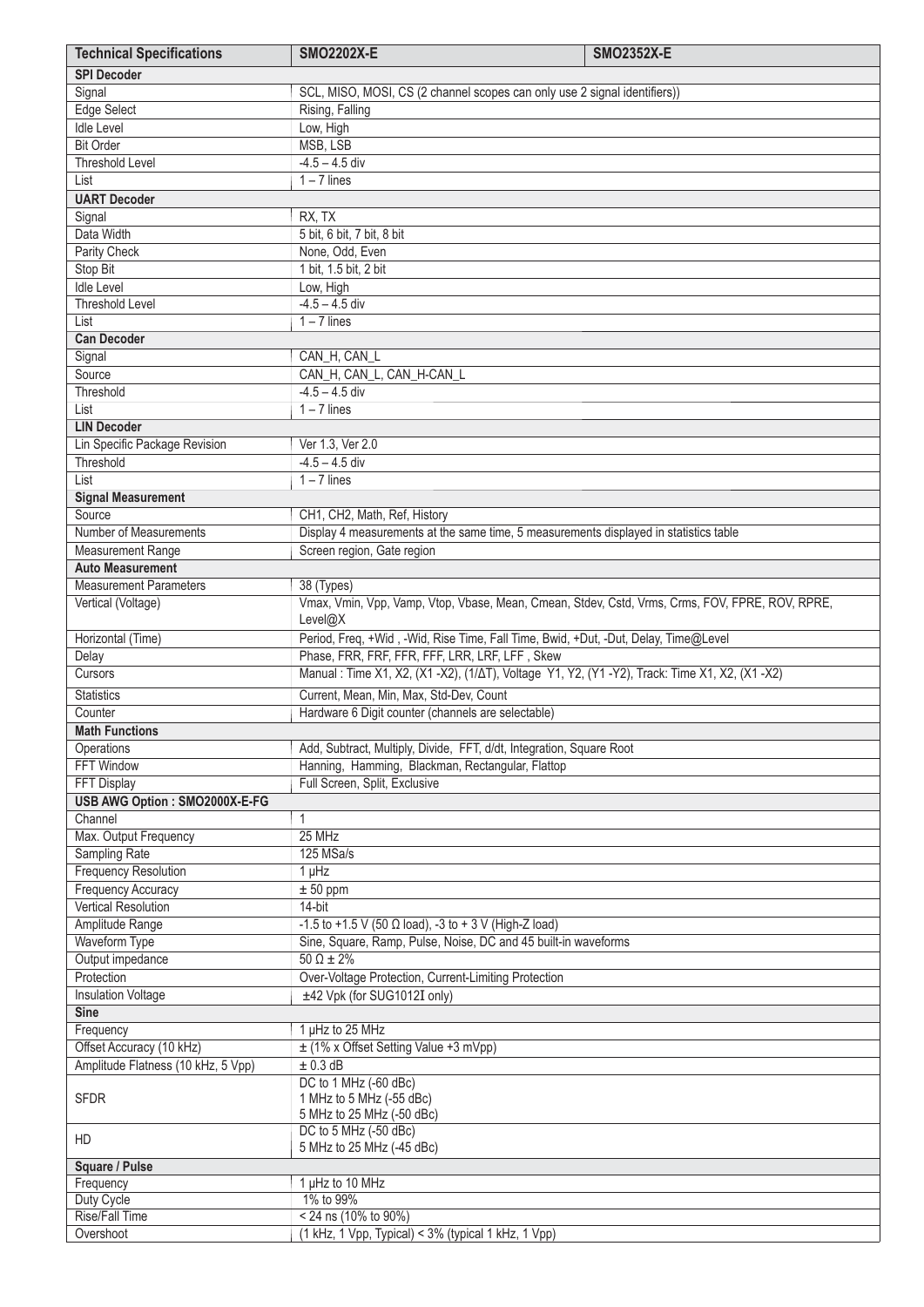| Technical Specifications | SMO2202X-E | SMO2352X-E |
|---|---|---|
| **SPI Decoder** | | |
| Signal | SCL, MISO, MOSI, CS (2 channel scopes can only use 2 signal identifiers)) | |
| Edge Select | Rising, Falling | |
| Idle Level | Low, High | |
| Bit Order | MSB, LSB | |
| Threshold Level | -4.5 – 4.5 div | |
| List | 1 – 7 lines | |
| **UART Decoder** | | |
| Signal | RX, TX | |
| Data Width | 5 bit, 6 bit, 7 bit, 8 bit | |
| Parity Check | None, Odd, Even | |
| Stop Bit | 1 bit, 1.5 bit, 2 bit | |
| Idle Level | Low, High | |
| Threshold Level | -4.5 – 4.5 div | |
| List | 1 – 7 lines | |
| **Can Decoder** | | |
| Signal | CAN_H, CAN_L | |
| Source | CAN_H, CAN_L, CAN_H-CAN_L | |
| Threshold | -4.5 – 4.5 div | |
| List | 1 – 7 lines | |
| **LIN Decoder** | | |
| Lin Specific Package Revision | Ver 1.3, Ver 2.0 | |
| Threshold | -4.5 – 4.5 div | |
| List | 1 – 7 lines | |
| **Signal Measurement** | | |
| Source | CH1, CH2, Math, Ref, History | |
| Number of Measurements | Display 4 measurements at the same time, 5 measurements displayed in statistics table | |
| Measurement Range | Screen region, Gate region | |
| **Auto Measurement** | | |
| Measurement Parameters | 38 (Types) | |
| Vertical (Voltage) | Vmax, Vmin, Vpp, Vamp, Vtop, Vbase, Mean, Cmean, Stdev, Cstd, Vrms, Crms, FOV, FPRE, ROV, RPRE, Level@X | |
| Horizontal (Time) | Period, Freq, +Wid , -Wid, Rise Time, Fall Time, Bwid, +Dut, -Dut, Delay, Time@Level | |
| Delay | Phase, FRR, FRF, FFR, FFF, LRR, LRF, LFF , Skew | |
| Cursors | Manual : Time X1, X2, (X1 -X2), (1/ΔT), Voltage Y1, Y2, (Y1 -Y2), Track: Time X1, X2, (X1 -X2) | |
| Statistics | Current, Mean, Min, Max, Std-Dev, Count | |
| Counter | Hardware 6 Digit counter (channels are selectable) | |
| **Math Functions** | | |
| Operations | Add, Subtract, Multiply, Divide, FFT, d/dt, Integration, Square Root | |
| FFT Window | Hanning, Hamming, Blackman, Rectangular, Flattop | |
| FFT Display | Full Screen, Split, Exclusive | |
| **USB AWG Option : SMO2000X-E-FG** | | |
| Channel | 1 | |
| Max. Output Frequency | 25 MHz | |
| Sampling Rate | 125 MSa/s | |
| Frequency Resolution | 1 μHz | |
| Frequency Accuracy | ± 50 ppm | |
| Vertical Resolution | 14-bit | |
| Amplitude Range | -1.5 to +1.5 V (50 Ω load), -3 to + 3 V (High-Z load) | |
| Waveform Type | Sine, Square, Ramp, Pulse, Noise, DC and 45 built-in waveforms | |
| Output impedance | 50 Ω ± 2% | |
| Protection | Over-Voltage Protection, Current-Limiting Protection | |
| Insulation Voltage | ±42 Vpk (for SUG1012I only) | |
| **Sine** | | |
| Frequency | 1 μHz to 25 MHz | |
| Offset Accuracy (10 kHz) | ± (1% x Offset Setting Value +3 mVpp) | |
| Amplitude Flatness (10 kHz, 5 Vpp) | ± 0.3 dB | |
| SFDR | DC to 1 MHz (-60 dBc)<br>1 MHz to 5 MHz (-55 dBc)<br>5 MHz to 25 MHz (-50 dBc) | |
| HD | DC to 5 MHz (-50 dBc)<br>5 MHz to 25 MHz (-45 dBc) | |
| **Square / Pulse** | | |
| Frequency | 1 μHz to 10 MHz | |
| Duty Cycle | 1% to 99% | |
| Rise/Fall Time | < 24 ns (10% to 90%) | |
| Overshoot | (1 kHz, 1 Vpp, Typical) < 3% (typical 1 kHz, 1 Vpp) | |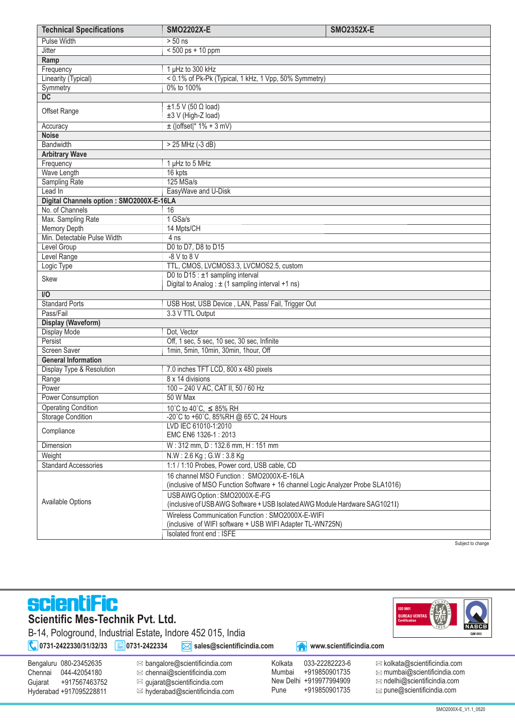| Technical Specifications | SMO2202X-E | SMO2352X-E |
|---|---|---|
| Pulse Width | > 50 ns | |
| Jitter | < 500 ps + 10 ppm | |
| **Ramp** | | |
| Frequency | 1 μHz to 300 kHz | |
| Linearity (Typical) | < 0.1% of Pk-Pk (Typical, 1 kHz, 1 Vpp, 50% Symmetry) | |
| Symmetry | 0% to 100% | |
| **DC** | | |
| Offset Range | ±1.5 V (50 Ω load)<br>±3 V (High-Z load) | |
| Accuracy | ± (\|offset\|* 1% + 3 mV) | |
| **Noise** | | |
| Bandwidth | > 25 MHz (-3 dB) | |
| **Arbitrary Wave** | | |
| Frequency | 1 μHz to 5 MHz | |
| Wave Length | 16 kpts | |
| Sampling Rate | 125 MSa/s | |
| Lead In | EasyWave and U-Disk | |
| **Digital Channels option : SMO2000X-E-16LA** | | |
| No. of Channels | 16 | |
| Max. Sampling Rate | 1 GSa/s | |
| Memory Depth | 14 Mpts/CH | |
| Min. Detectable Pulse Width | 4 ns | |
| Level Group | D0 to D7, D8 to D15 | |
| Level Range | -8 V to 8 V | |
| Logic Type | TTL, CMOS, LVCMOS3.3, LVCMOS2.5, custom | |
| Skew | D0 to D15 : ±1 sampling interval<br>Digital to Analog : ± (1 sampling interval +1 ns) | |
| **I/O** | | |
| Standard Ports | USB Host, USB Device , LAN, Pass/ Fail, Trigger Out | |
| Pass/Fail | 3.3 V TTL Output | |
| **Display (Waveform)** | | |
| Display Mode | Dot, Vector | |
| Persist | Off, 1 sec, 5 sec, 10 sec, 30 sec, Infinite | |
| Screen Saver | 1min, 5min, 10min, 30min, 1hour, Off | |
| **General Information** | | |
| Display Type & Resolution | 7.0 inches TFT LCD, 800 x 480 pixels | |
| Range | 8 x 14 divisions | |
| Power | 100 – 240 V AC, CAT II, 50 / 60 Hz | |
| Power Consumption | 50 W Max | |
| Operating Condition | 10˚C to 40˚C, ≤ 85% RH | |
| Storage Condition | -20˚C to +60˚C, 85%RH @ 65˚C, 24 Hours | |
| Compliance | LVD IEC 61010-1:2010<br>EMC EN6 1326-1 : 2013 | |
| Dimension | W : 312 mm, D : 132.6 mm, H : 151 mm | |
| Weight | N.W : 2.6 Kg ; G.W : 3.8 Kg | |
| Standard Accessories | 1:1 / 1:10 Probes, Power cord, USB cable, CD | |
| Available Options | 16 channel MSO Function : SMO2000X-E-16LA<br>(inclusive of MSO Function Software + 16 channel Logic Analyzer Probe SLA1016) | |
| | USB AWG Option : SMO2000X-E-FG<br>(inclusive of USB AWG Software + USB Isolated AWG Module Hardware SAG1021I) | |
| | Wireless Communication Function : SMO2000X-E-WIFI<br>(inclusive of WIFI software + USB WIFI Adapter TL-WN725N) | |
| | Isolated front end : ISFE | |

Subject to change

**scientiFic**

**Scientific Mes-Technik Pvt. Ltd.**

B-14, Pologround, Industrial Estate, Indore 452 015, India

0731-2422330/31/32/33 | 0731-2422334 | sales@scientificindia.com | www.scientificindia.com

ISO 9001 BUREAU VERITAS Certification | NABCB QM 003

| | | | |
|---|---|---|---|
| Bengaluru 080-23452635 | bangalore@scientificindia.com | Kolkata 033-22282223-6 | kolkata@scientificindia.com |
| Chennai 044-42054180 | chennai@scientificindia.com | Mumbai +919850901735 | mumbai@scientificindia.com |
| Gujarat +917567463752 | gujarat@scientificindia.com | New Delhi +919977994909 | ndelhi@scientificindia.com |
| Hyderabad +917095228811 | hyderabad@scientificindia.com | Pune +919850901735 | pune@scientificindia.com |

SMO2000X-E_V1.1_0520